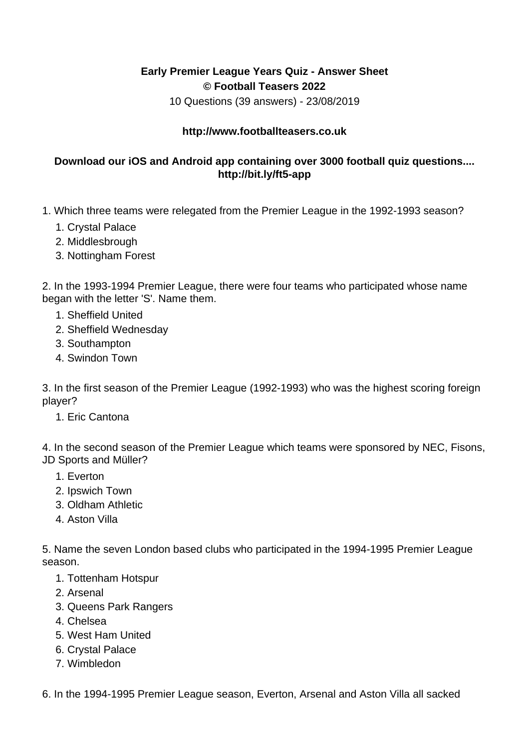**Early Premier League Years Quiz - Answer Sheet**
**© Football Teasers 2022**

10 Questions (39 answers) - 23/08/2019

**http://www.footballteasers.co.uk**

**Download our iOS and Android app containing over 3000 football quiz questions.... http://bit.ly/ft5-app**

1. Which three teams were relegated from the Premier League in the 1992-1993 season?
    1. Crystal Palace
    2. Middlesbrough
    3. Nottingham Forest

2. In the 1993-1994 Premier League, there were four teams who participated whose name began with the letter 'S'. Name them.
    1. Sheffield United
    2. Sheffield Wednesday
    3. Southampton
    4. Swindon Town

3. In the first season of the Premier League (1992-1993) who was the highest scoring foreign player?
    1. Eric Cantona

4. In the second season of the Premier League which teams were sponsored by NEC, Fisons, JD Sports and Müller?
    1. Everton
    2. Ipswich Town
    3. Oldham Athletic
    4. Aston Villa

5. Name the seven London based clubs who participated in the 1994-1995 Premier League season.
    1. Tottenham Hotspur
    2. Arsenal
    3. Queens Park Rangers
    4. Chelsea
    5. West Ham United
    6. Crystal Palace
    7. Wimbledon

6. In the 1994-1995 Premier League season, Everton, Arsenal and Aston Villa all sacked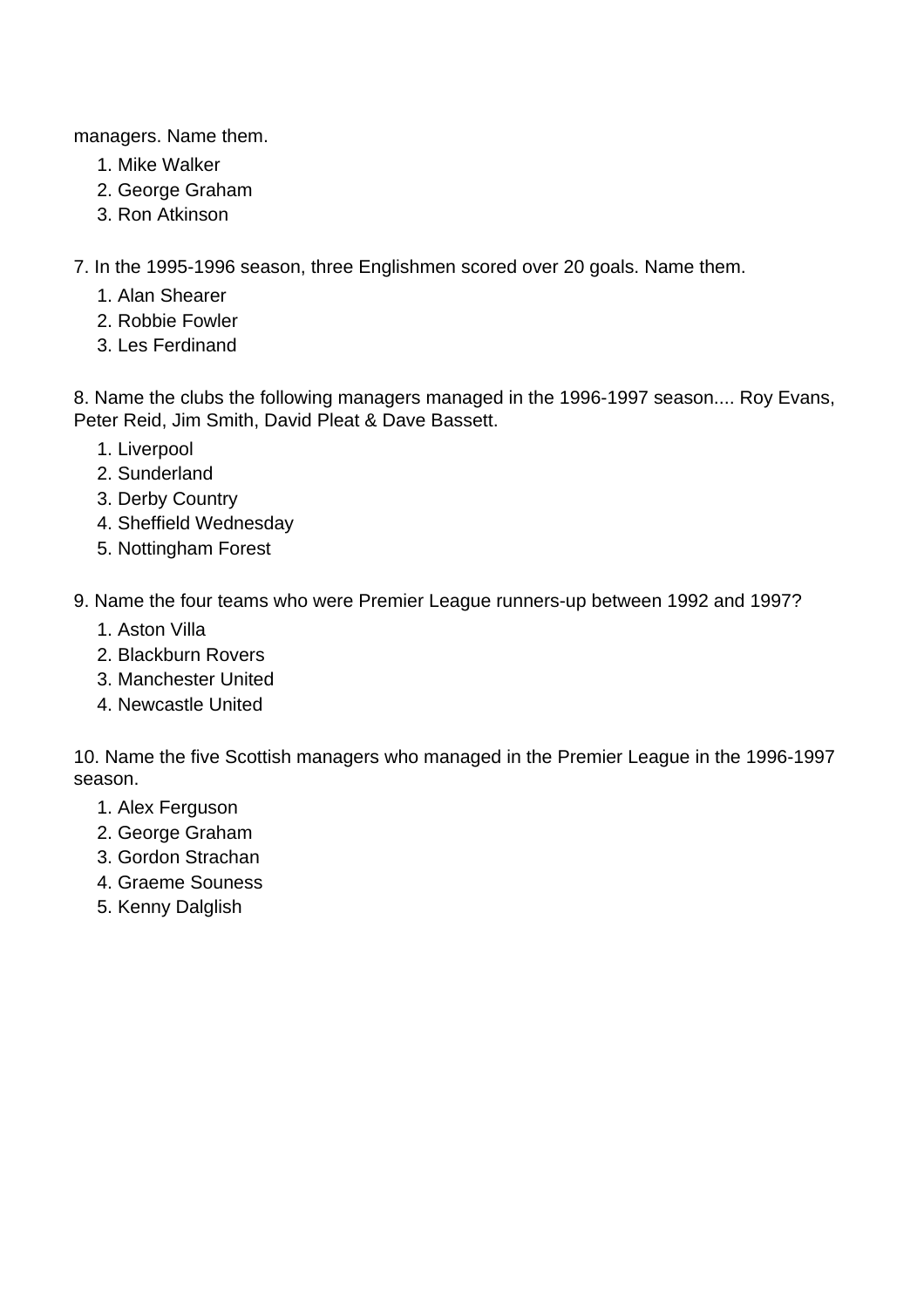managers. Name them.

1. Mike Walker
2. George Graham
3. Ron Atkinson

7. In the 1995-1996 season, three Englishmen scored over 20 goals. Name them.

1. Alan Shearer
2. Robbie Fowler
3. Les Ferdinand

8. Name the clubs the following managers managed in the 1996-1997 season.... Roy Evans, Peter Reid, Jim Smith, David Pleat & Dave Bassett.

1. Liverpool
2. Sunderland
3. Derby Country
4. Sheffield Wednesday
5. Nottingham Forest

9. Name the four teams who were Premier League runners-up between 1992 and 1997?

1. Aston Villa
2. Blackburn Rovers
3. Manchester United
4. Newcastle United

10. Name the five Scottish managers who managed in the Premier League in the 1996-1997 season.

1. Alex Ferguson
2. George Graham
3. Gordon Strachan
4. Graeme Souness
5. Kenny Dalglish